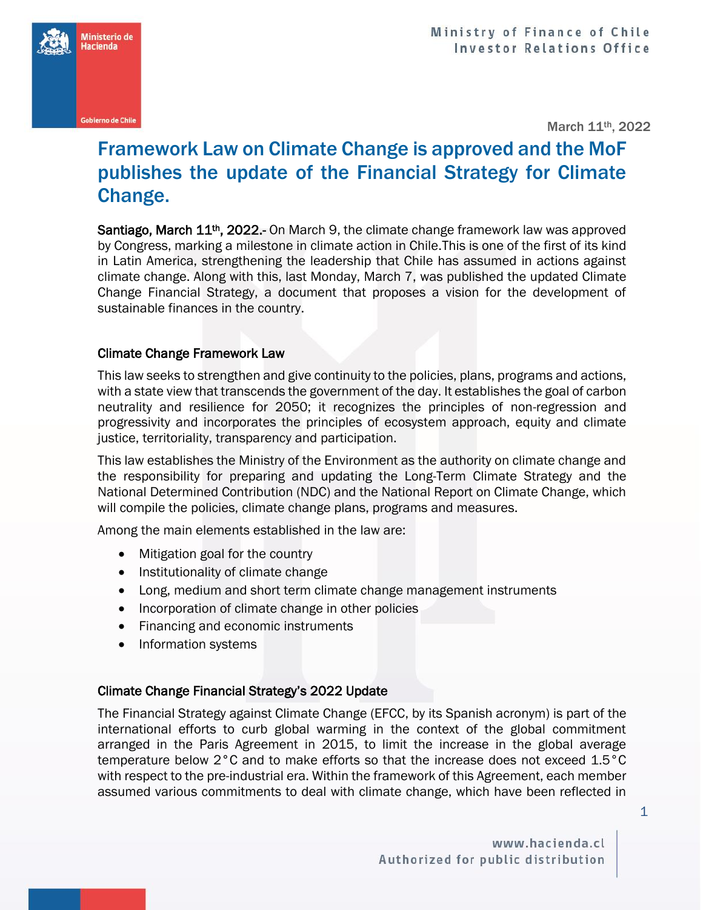March 11th, 2022

# Framework Law on Climate Change is approved and the MoF publishes the update of the Financial Strategy for Climate Change.

**Santiago, March 11th, 2022.-** On March 9, the climate change framework law was approved by Congress, marking a milestone in climate action in Chile.This is one of the first of its kind in Latin America, strengthening the leadership that Chile has assumed in actions against climate change. Along with this, last Monday, March 7, was published the updated Climate Change Financial Strategy, a document that proposes a vision for the development of sustainable finances in the country.

### Climate Change Framework Law

This law seeks to strengthen and give continuity to the policies, plans, programs and actions, with a state view that transcends the government of the day. It establishes the goal of carbon neutrality and resilience for 2050; it recognizes the principles of non-regression and progressivity and incorporates the principles of ecosystem approach, equity and climate justice, territoriality, transparency and participation.

This law establishes the Ministry of the Environment as the authority on climate change and the responsibility for preparing and updating the Long-Term Climate Strategy and the National Determined Contribution (NDC) and the National Report on Climate Change, which will compile the policies, climate change plans, programs and measures.

Among the main elements established in the law are:

- Mitigation goal for the country
- Institutionality of climate change
- Long, medium and short term climate change management instruments
- Incorporation of climate change in other policies
- Financing and economic instruments
- Information systems

### Climate Change Financial Strategy's 2022 Update

The Financial Strategy against Climate Change (EFCC, by its Spanish acronym) is part of the international efforts to curb global warming in the context of the global commitment arranged in the Paris Agreement in 2015, to limit the increase in the global average temperature below 2°C and to make efforts so that the increase does not exceed 1.5°C with respect to the pre-industrial era. Within the framework of this Agreement, each member assumed various commitments to deal with climate change, which have been reflected in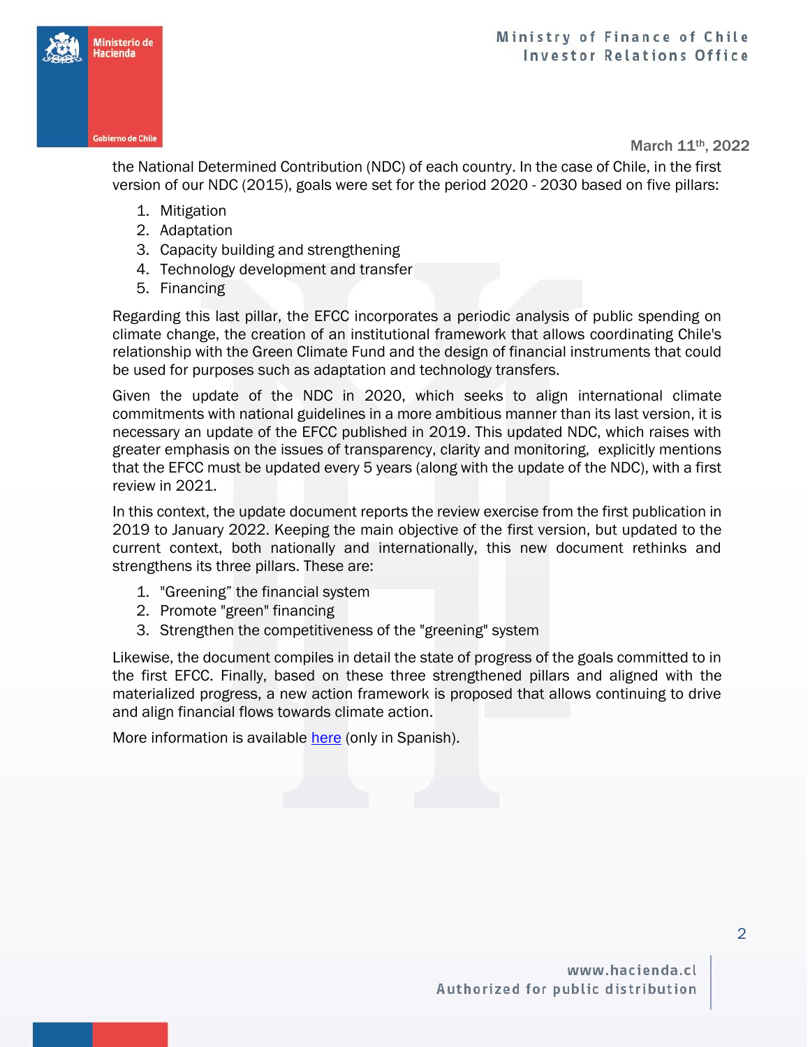the National Determined Contribution (NDC) of each country. In the case of Chile, in the first version of our NDC (2015), goals were set for the period 2020 - 2030 based on five pillars:

1. Mitigation
2. Adaptation
3. Capacity building and strengthening
4. Technology development and transfer
5. Financing

Regarding this last pillar, the EFCC incorporates a periodic analysis of public spending on climate change, the creation of an institutional framework that allows coordinating Chile's relationship with the Green Climate Fund and the design of financial instruments that could be used for purposes such as adaptation and technology transfers.

Given the update of the NDC in 2020, which seeks to align international climate commitments with national guidelines in a more ambitious manner than its last version, it is necessary an update of the EFCC published in 2019. This updated NDC, which raises with greater emphasis on the issues of transparency, clarity and monitoring, explicitly mentions that the EFCC must be updated every 5 years (along with the update of the NDC), with a first review in 2021.

In this context, the update document reports the review exercise from the first publication in 2019 to January 2022. Keeping the main objective of the first version, but updated to the current context, both nationally and internationally, this new document rethinks and strengthens its three pillars. These are:

1. "Greening" the financial system
2. Promote "green" financing
3. Strengthen the competitiveness of the "greening" system

Likewise, the document compiles in detail the state of progress of the goals committed to in the first EFCC. Finally, based on these three strengthened pillars and aligned with the materialized progress, a new action framework is proposed that allows continuing to drive and align financial flows towards climate action.

More information is available here (only in Spanish).